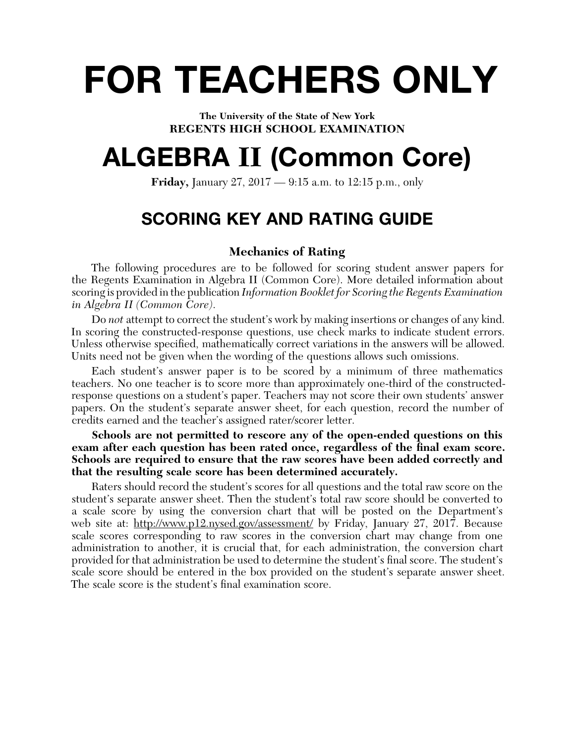# FOR TEACHERS ONLY

**The University of the State of New York**
**REGENTS HIGH SCHOOL EXAMINATION**

# ALGEBRA II (Common Core)

**Friday,** January 27, 2017 — 9:15 a.m. to 12:15 p.m., only

## SCORING KEY AND RATING GUIDE

### Mechanics of Rating

The following procedures are to be followed for scoring student answer papers for the Regents Examination in Algebra II (Common Core). More detailed information about scoring is provided in the publication *Information Booklet for Scoring the Regents Examination in Algebra II (Common Core).*

Do *not* attempt to correct the student's work by making insertions or changes of any kind. In scoring the constructed-response questions, use check marks to indicate student errors. Unless otherwise specified, mathematically correct variations in the answers will be allowed. Units need not be given when the wording of the questions allows such omissions.

Each student's answer paper is to be scored by a minimum of three mathematics teachers. No one teacher is to score more than approximately one-third of the constructed-response questions on a student's paper. Teachers may not score their own students' answer papers. On the student's separate answer sheet, for each question, record the number of credits earned and the teacher's assigned rater/scorer letter.

**Schools are not permitted to rescore any of the open-ended questions on this exam after each question has been rated once, regardless of the final exam score. Schools are required to ensure that the raw scores have been added correctly and that the resulting scale score has been determined accurately.**

Raters should record the student's scores for all questions and the total raw score on the student's separate answer sheet. Then the student's total raw score should be converted to a scale score by using the conversion chart that will be posted on the Department's web site at: http://www.p12.nysed.gov/assessment/ by Friday, January 27, 2017. Because scale scores corresponding to raw scores in the conversion chart may change from one administration to another, it is crucial that, for each administration, the conversion chart provided for that administration be used to determine the student's final score. The student's scale score should be entered in the box provided on the student's separate answer sheet. The scale score is the student's final examination score.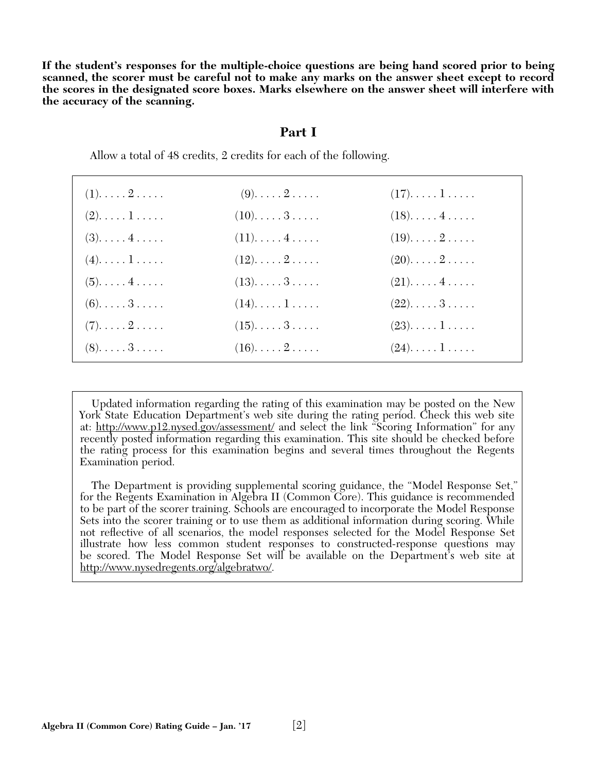**If the student's responses for the multiple-choice questions are being hand scored prior to being scanned, the scorer must be careful not to make any marks on the answer sheet except to record the scores in the designated score boxes. Marks elsewhere on the answer sheet will interfere with the accuracy of the scanning.**

## Part I

Allow a total of 48 credits, 2 credits for each of the following.

| | | |
|---|---|---|
| (1). . . . . 2 . . . . . | (9). . . . . 2 . . . . . | (17). . . . . 1 . . . . . |
| (2). . . . . 1 . . . . . | (10). . . . . 3 . . . . . | (18). . . . . 4 . . . . . |
| (3). . . . . 4 . . . . . | (11). . . . . 4 . . . . . | (19). . . . . 2 . . . . . |
| (4). . . . . 1 . . . . . | (12). . . . . 2 . . . . . | (20). . . . . 2 . . . . . |
| (5). . . . . 4 . . . . . | (13). . . . . 3 . . . . . | (21). . . . . 4 . . . . . |
| (6). . . . . 3 . . . . . | (14). . . . . 1 . . . . . | (22). . . . . 3 . . . . . |
| (7). . . . . 2 . . . . . | (15). . . . . 3 . . . . . | (23). . . . . 1 . . . . . |
| (8). . . . . 3 . . . . . | (16). . . . . 2 . . . . . | (24). . . . . 1 . . . . . |

Updated information regarding the rating of this examination may be posted on the New York State Education Department's web site during the rating period. Check this web site at: http://www.p12.nysed.gov/assessment/ and select the link "Scoring Information" for any recently posted information regarding this examination. This site should be checked before the rating process for this examination begins and several times throughout the Regents Examination period.

The Department is providing supplemental scoring guidance, the "Model Response Set," for the Regents Examination in Algebra II (Common Core). This guidance is recommended to be part of the scorer training. Schools are encouraged to incorporate the Model Response Sets into the scorer training or to use them as additional information during scoring. While not reflective of all scenarios, the model responses selected for the Model Response Set illustrate how less common student responses to constructed-response questions may be scored. The Model Response Set will be available on the Department's web site at http://www.nysedregents.org/algebratwo/.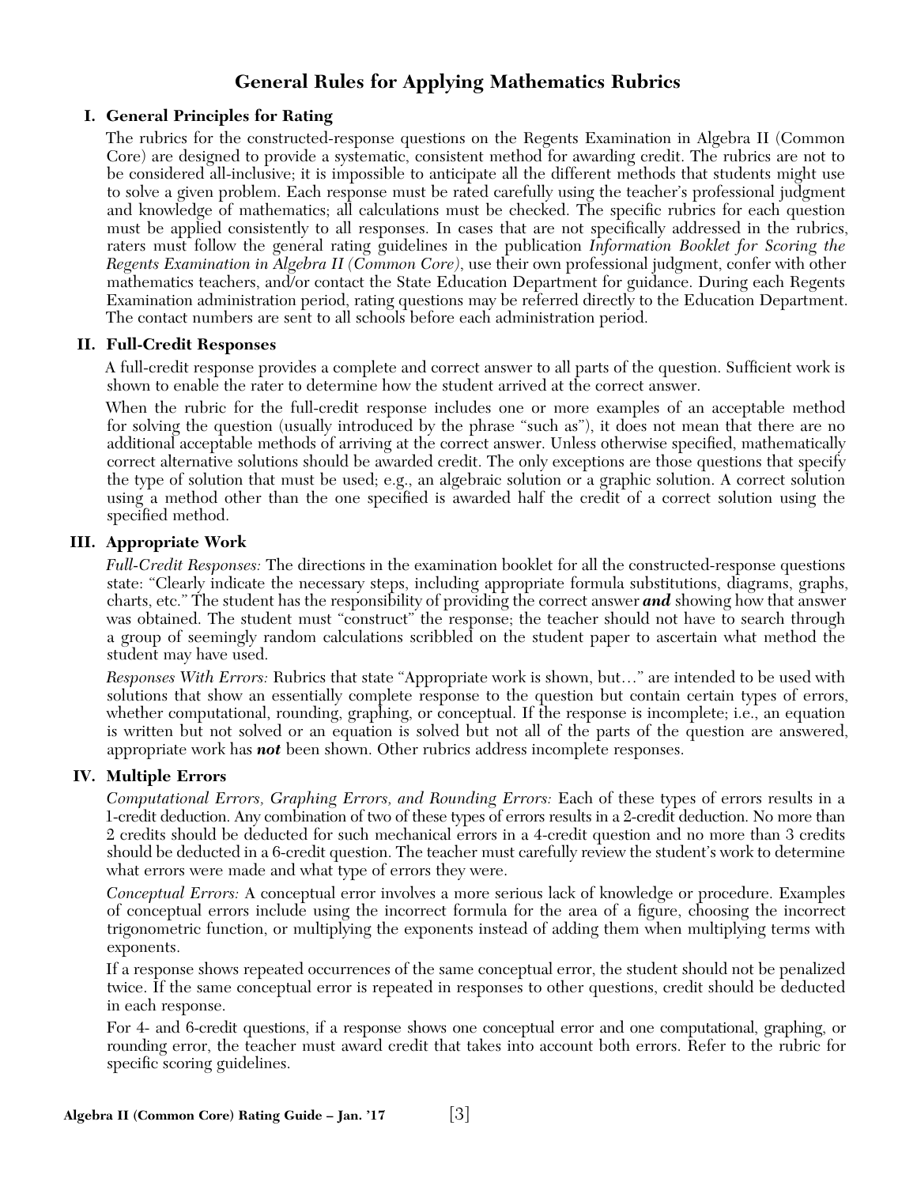# General Rules for Applying Mathematics Rubrics

## I. General Principles for Rating

The rubrics for the constructed-response questions on the Regents Examination in Algebra II (Common Core) are designed to provide a systematic, consistent method for awarding credit. The rubrics are not to be considered all-inclusive; it is impossible to anticipate all the different methods that students might use to solve a given problem. Each response must be rated carefully using the teacher's professional judgment and knowledge of mathematics; all calculations must be checked. The specific rubrics for each question must be applied consistently to all responses. In cases that are not specifically addressed in the rubrics, raters must follow the general rating guidelines in the publication *Information Booklet for Scoring the Regents Examination in Algebra II (Common Core)*, use their own professional judgment, confer with other mathematics teachers, and/or contact the State Education Department for guidance. During each Regents Examination administration period, rating questions may be referred directly to the Education Department. The contact numbers are sent to all schools before each administration period.

## II. Full-Credit Responses

A full-credit response provides a complete and correct answer to all parts of the question. Sufficient work is shown to enable the rater to determine how the student arrived at the correct answer.

When the rubric for the full-credit response includes one or more examples of an acceptable method for solving the question (usually introduced by the phrase "such as"), it does not mean that there are no additional acceptable methods of arriving at the correct answer. Unless otherwise specified, mathematically correct alternative solutions should be awarded credit. The only exceptions are those questions that specify the type of solution that must be used; e.g., an algebraic solution or a graphic solution. A correct solution using a method other than the one specified is awarded half the credit of a correct solution using the specified method.

## III. Appropriate Work

*Full-Credit Responses:* The directions in the examination booklet for all the constructed-response questions state: "Clearly indicate the necessary steps, including appropriate formula substitutions, diagrams, graphs, charts, etc." The student has the responsibility of providing the correct answer ***and*** showing how that answer was obtained. The student must "construct" the response; the teacher should not have to search through a group of seemingly random calculations scribbled on the student paper to ascertain what method the student may have used.

*Responses With Errors:* Rubrics that state "Appropriate work is shown, but…" are intended to be used with solutions that show an essentially complete response to the question but contain certain types of errors, whether computational, rounding, graphing, or conceptual. If the response is incomplete; i.e., an equation is written but not solved or an equation is solved but not all of the parts of the question are answered, appropriate work has ***not*** been shown. Other rubrics address incomplete responses.

## IV. Multiple Errors

*Computational Errors, Graphing Errors, and Rounding Errors:* Each of these types of errors results in a 1-credit deduction. Any combination of two of these types of errors results in a 2-credit deduction. No more than 2 credits should be deducted for such mechanical errors in a 4-credit question and no more than 3 credits should be deducted in a 6-credit question. The teacher must carefully review the student's work to determine what errors were made and what type of errors they were.

*Conceptual Errors:* A conceptual error involves a more serious lack of knowledge or procedure. Examples of conceptual errors include using the incorrect formula for the area of a figure, choosing the incorrect trigonometric function, or multiplying the exponents instead of adding them when multiplying terms with exponents.

If a response shows repeated occurrences of the same conceptual error, the student should not be penalized twice. If the same conceptual error is repeated in responses to other questions, credit should be deducted in each response.

For 4- and 6-credit questions, if a response shows one conceptual error and one computational, graphing, or rounding error, the teacher must award credit that takes into account both errors. Refer to the rubric for specific scoring guidelines.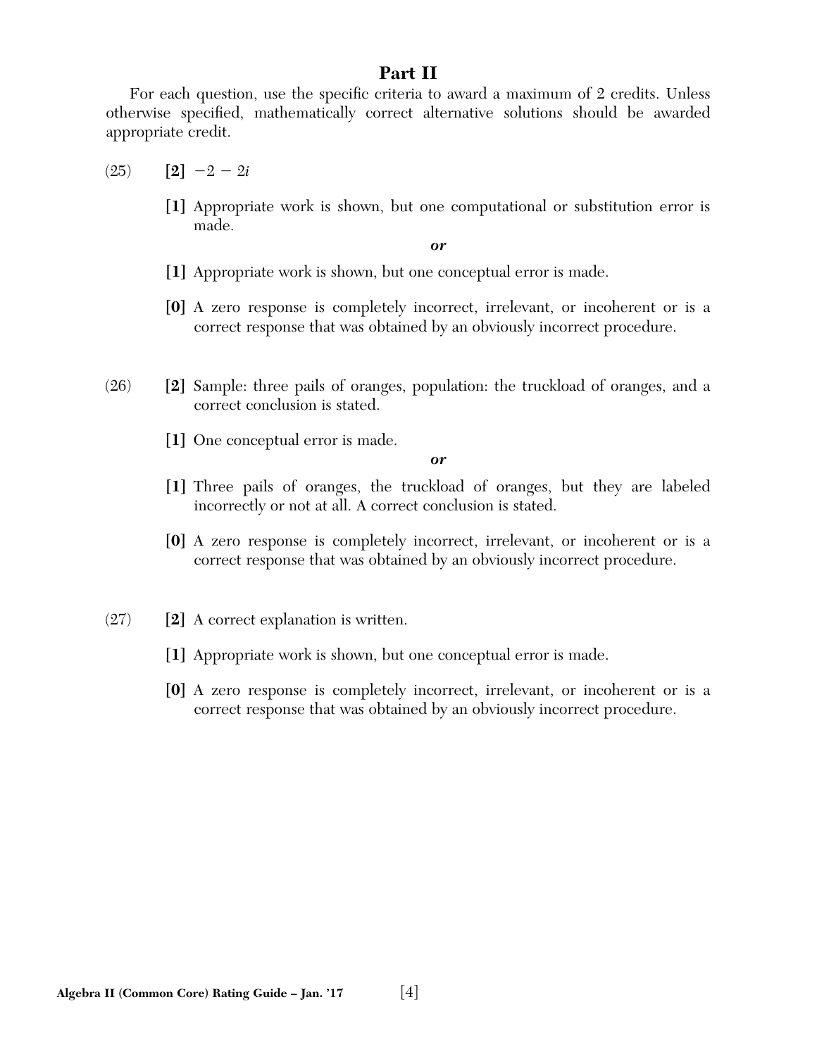## Part II

For each question, use the specific criteria to award a maximum of 2 credits. Unless otherwise specified, mathematically correct alternative solutions should be awarded appropriate credit.

(25) **[2]** $-2 - 2i$

**[1]** Appropriate work is shown, but one computational or substitution error is made.

*or*

**[1]** Appropriate work is shown, but one conceptual error is made.

**[0]** A zero response is completely incorrect, irrelevant, or incoherent or is a correct response that was obtained by an obviously incorrect procedure.

(26) **[2]** Sample: three pails of oranges, population: the truckload of oranges, and a correct conclusion is stated.

**[1]** One conceptual error is made.

*or*

**[1]** Three pails of oranges, the truckload of oranges, but they are labeled incorrectly or not at all. A correct conclusion is stated.

**[0]** A zero response is completely incorrect, irrelevant, or incoherent or is a correct response that was obtained by an obviously incorrect procedure.

(27) **[2]** A correct explanation is written.

**[1]** Appropriate work is shown, but one conceptual error is made.

**[0]** A zero response is completely incorrect, irrelevant, or incoherent or is a correct response that was obtained by an obviously incorrect procedure.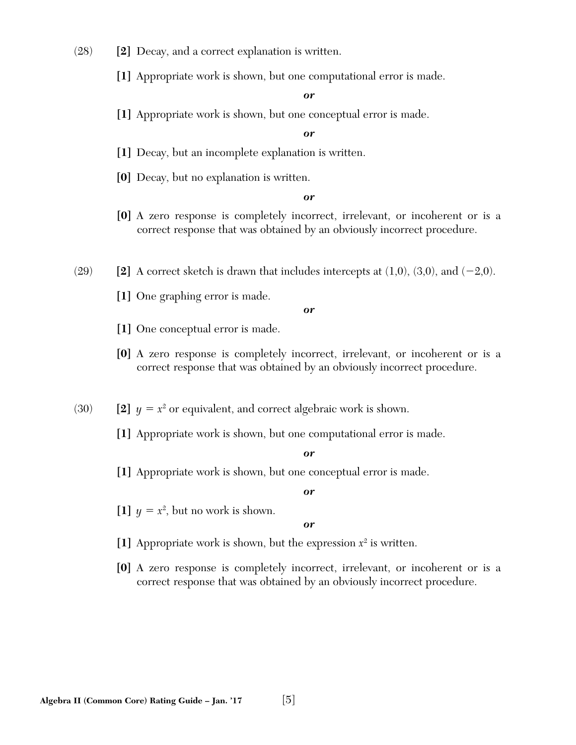(28) **[2]** Decay, and a correct explanation is written.

**[1]** Appropriate work is shown, but one computational error is made.

***or***

**[1]** Appropriate work is shown, but one conceptual error is made.

***or***

**[1]** Decay, but an incomplete explanation is written.

**[0]** Decay, but no explanation is written.

***or***

**[0]** A zero response is completely incorrect, irrelevant, or incoherent or is a correct response that was obtained by an obviously incorrect procedure.

(29) **[2]** A correct sketch is drawn that includes intercepts at (1,0), (3,0), and (−2,0).

**[1]** One graphing error is made.

***or***

**[1]** One conceptual error is made.

**[0]** A zero response is completely incorrect, irrelevant, or incoherent or is a correct response that was obtained by an obviously incorrect procedure.

(30) **[2]** $y = x^2$ or equivalent, and correct algebraic work is shown.

**[1]** Appropriate work is shown, but one computational error is made.

***or***

**[1]** Appropriate work is shown, but one conceptual error is made.

***or***

**[1]** $y = x^2$, but no work is shown.

***or***

**[1]** Appropriate work is shown, but the expression $x^2$ is written.

**[0]** A zero response is completely incorrect, irrelevant, or incoherent or is a correct response that was obtained by an obviously incorrect procedure.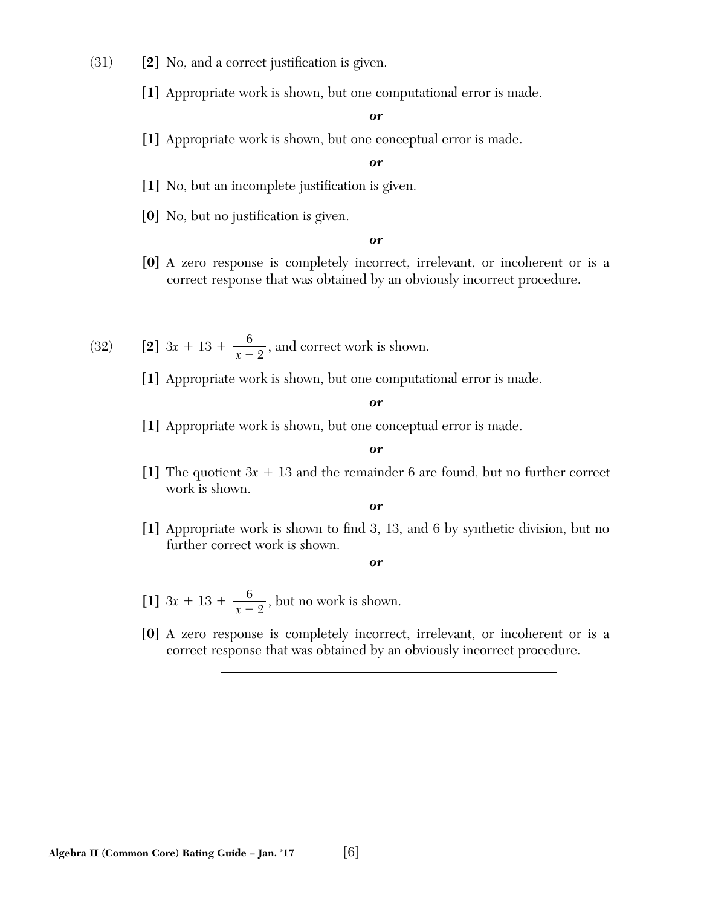(31) **[2]** No, and a correct justification is given.

**[1]** Appropriate work is shown, but one computational error is made.

***or***

**[1]** Appropriate work is shown, but one conceptual error is made.

***or***

**[1]** No, but an incomplete justification is given.

**[0]** No, but no justification is given.

***or***

**[0]** A zero response is completely incorrect, irrelevant, or incoherent or is a correct response that was obtained by an obviously incorrect procedure.

(32) **[2]** $3x + 13 + \frac{6}{x-2}$, and correct work is shown.

**[1]** Appropriate work is shown, but one computational error is made.

***or***

**[1]** Appropriate work is shown, but one conceptual error is made.

***or***

**[1]** The quotient $3x + 13$ and the remainder 6 are found, but no further correct work is shown.

***or***

**[1]** Appropriate work is shown to find 3, 13, and 6 by synthetic division, but no further correct work is shown.

***or***

**[1]** $3x + 13 + \frac{6}{x-2}$, but no work is shown.

**[0]** A zero response is completely incorrect, irrelevant, or incoherent or is a correct response that was obtained by an obviously incorrect procedure.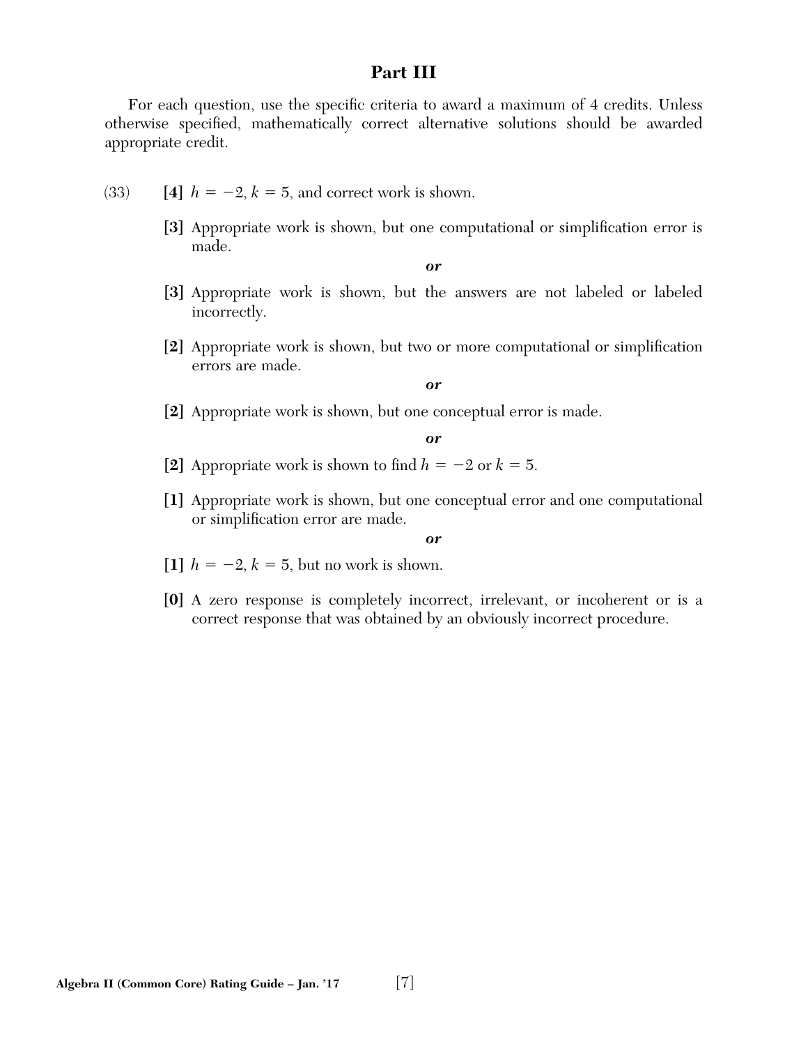## Part III

For each question, use the specific criteria to award a maximum of 4 credits. Unless otherwise specified, mathematically correct alternative solutions should be awarded appropriate credit.

(33) **[4]** $h = -2$, $k = 5$, and correct work is shown.

**[3]** Appropriate work is shown, but one computational or simplification error is made.

***or***

**[3]** Appropriate work is shown, but the answers are not labeled or labeled incorrectly.

**[2]** Appropriate work is shown, but two or more computational or simplification errors are made.

***or***

**[2]** Appropriate work is shown, but one conceptual error is made.

***or***

**[2]** Appropriate work is shown to find $h = -2$ or $k = 5$.

**[1]** Appropriate work is shown, but one conceptual error and one computational or simplification error are made.

***or***

**[1]** $h = -2$, $k = 5$, but no work is shown.

**[0]** A zero response is completely incorrect, irrelevant, or incoherent or is a correct response that was obtained by an obviously incorrect procedure.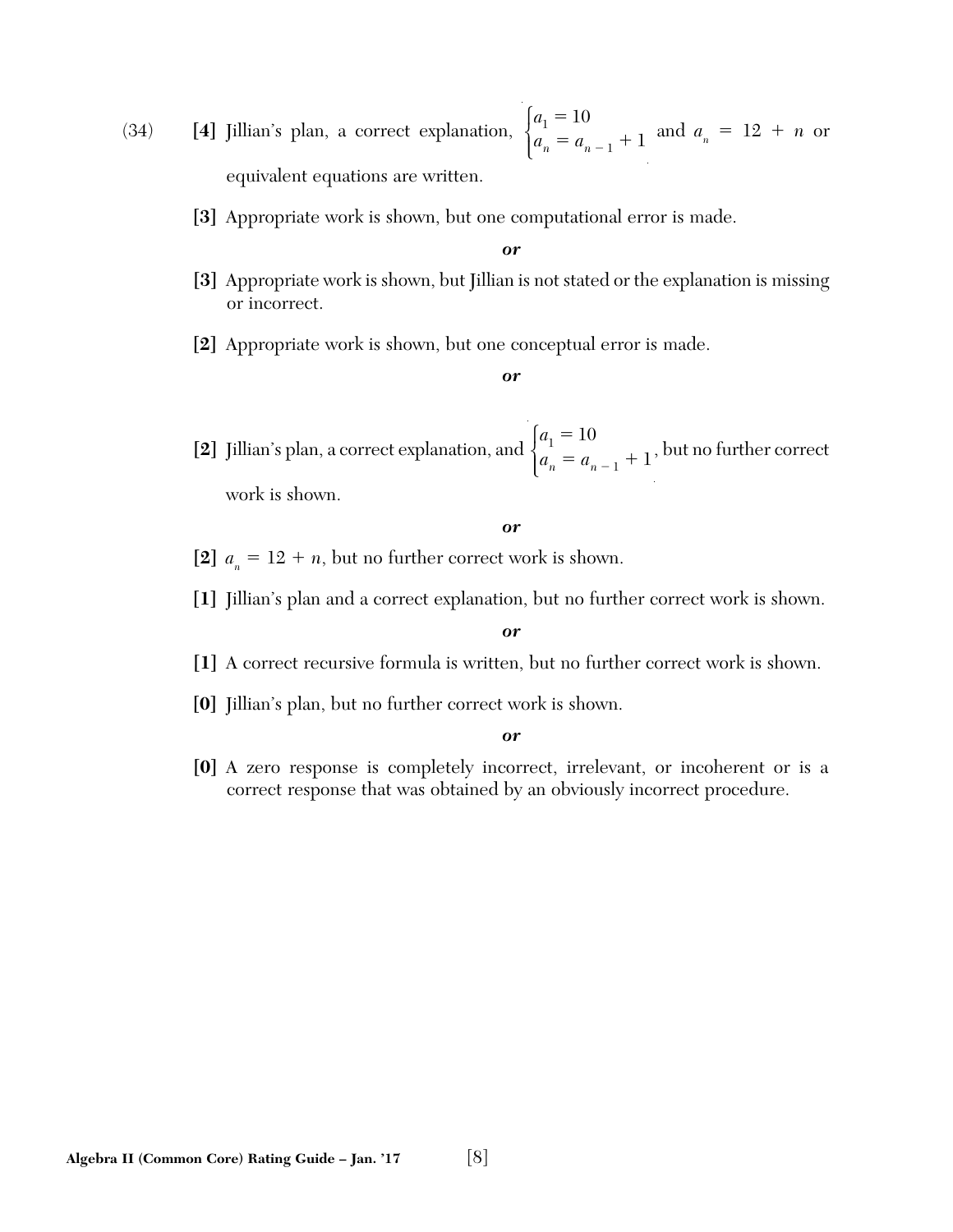(34) **[4]** Jillian's plan, a correct explanation, $\begin{cases} a_1 = 10 \\ a_n = a_{n-1} + 1 \end{cases}$ and $a_n = 12 + n$ or equivalent equations are written.

**[3]** Appropriate work is shown, but one computational error is made.

***or***

**[3]** Appropriate work is shown, but Jillian is not stated or the explanation is missing or incorrect.

**[2]** Appropriate work is shown, but one conceptual error is made.

***or***

**[2]** Jillian's plan, a correct explanation, and $\begin{cases} a_1 = 10 \\ a_n = a_{n-1} + 1 \end{cases}$, but no further correct work is shown.

***or***

**[2]** $a_n = 12 + n$, but no further correct work is shown.

**[1]** Jillian's plan and a correct explanation, but no further correct work is shown.

***or***

**[1]** A correct recursive formula is written, but no further correct work is shown.

**[0]** Jillian's plan, but no further correct work is shown.

***or***

**[0]** A zero response is completely incorrect, irrelevant, or incoherent or is a correct response that was obtained by an obviously incorrect procedure.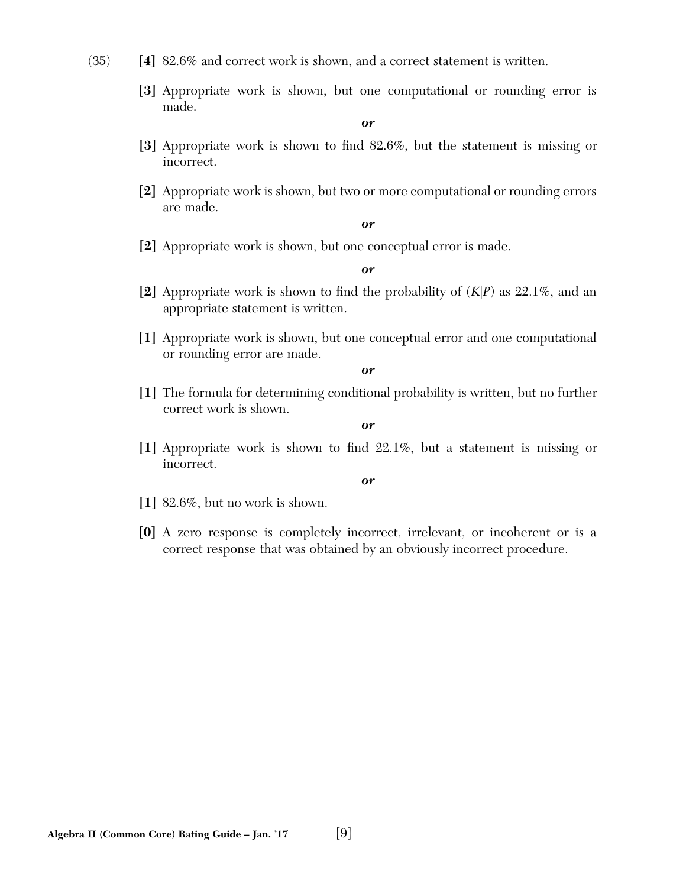(35) **[4]** 82.6% and correct work is shown, and a correct statement is written.

**[3]** Appropriate work is shown, but one computational or rounding error is made.

***or***

**[3]** Appropriate work is shown to find 82.6%, but the statement is missing or incorrect.

**[2]** Appropriate work is shown, but two or more computational or rounding errors are made.

***or***

**[2]** Appropriate work is shown, but one conceptual error is made.

***or***

**[2]** Appropriate work is shown to find the probability of $(K|P)$ as 22.1%, and an appropriate statement is written.

**[1]** Appropriate work is shown, but one conceptual error and one computational or rounding error are made.

***or***

**[1]** The formula for determining conditional probability is written, but no further correct work is shown.

***or***

**[1]** Appropriate work is shown to find 22.1%, but a statement is missing or incorrect.

***or***

**[1]** 82.6%, but no work is shown.

**[0]** A zero response is completely incorrect, irrelevant, or incoherent or is a correct response that was obtained by an obviously incorrect procedure.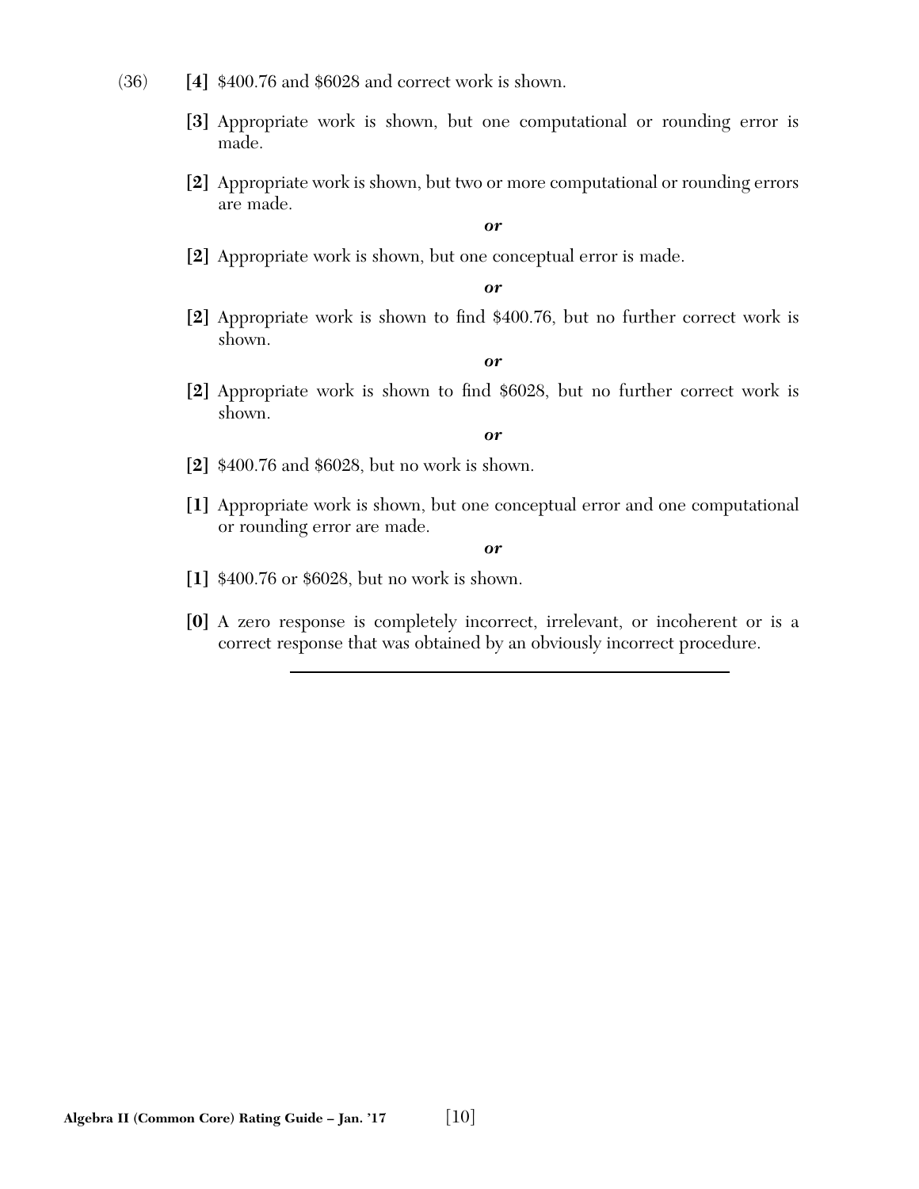(36) **[4]** \$400.76 and \$6028 and correct work is shown.

**[3]** Appropriate work is shown, but one computational or rounding error is made.

**[2]** Appropriate work is shown, but two or more computational or rounding errors are made.

***or***

**[2]** Appropriate work is shown, but one conceptual error is made.

***or***

**[2]** Appropriate work is shown to find \$400.76, but no further correct work is shown.

***or***

**[2]** Appropriate work is shown to find \$6028, but no further correct work is shown.

***or***

**[2]** \$400.76 and \$6028, but no work is shown.

**[1]** Appropriate work is shown, but one conceptual error and one computational or rounding error are made.

***or***

**[1]** \$400.76 or \$6028, but no work is shown.

**[0]** A zero response is completely incorrect, irrelevant, or incoherent or is a correct response that was obtained by an obviously incorrect procedure.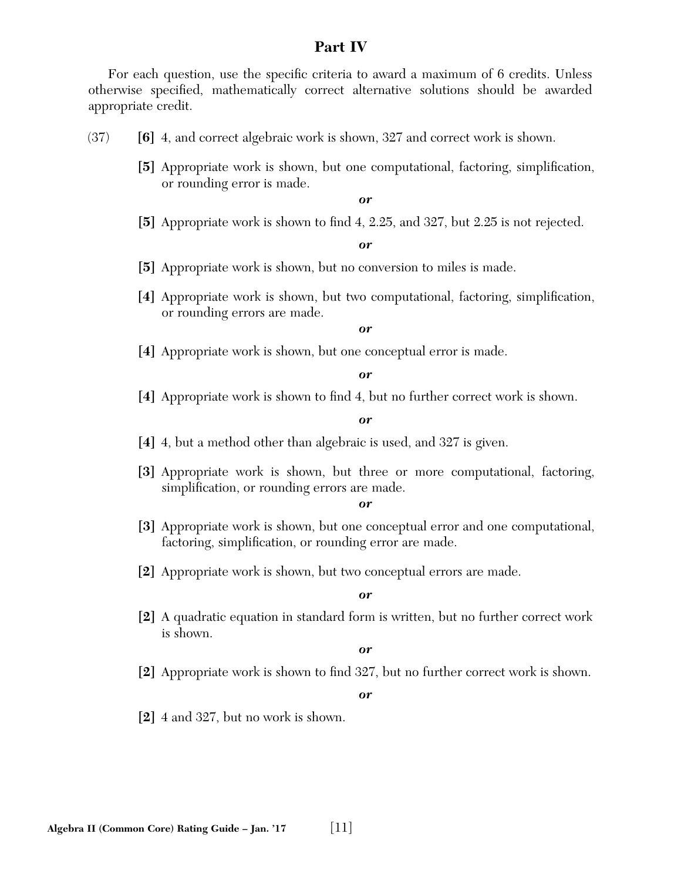## Part IV

For each question, use the specific criteria to award a maximum of 6 credits. Unless otherwise specified, mathematically correct alternative solutions should be awarded appropriate credit.

(37) **[6]** 4, and correct algebraic work is shown, 327 and correct work is shown.

**[5]** Appropriate work is shown, but one computational, factoring, simplification, or rounding error is made.

***or***

**[5]** Appropriate work is shown to find 4, 2.25, and 327, but 2.25 is not rejected.

***or***

**[5]** Appropriate work is shown, but no conversion to miles is made.

**[4]** Appropriate work is shown, but two computational, factoring, simplification, or rounding errors are made.

***or***

**[4]** Appropriate work is shown, but one conceptual error is made.

***or***

**[4]** Appropriate work is shown to find 4, but no further correct work is shown.

***or***

**[4]** 4, but a method other than algebraic is used, and 327 is given.

**[3]** Appropriate work is shown, but three or more computational, factoring, simplification, or rounding errors are made.

***or***

**[3]** Appropriate work is shown, but one conceptual error and one computational, factoring, simplification, or rounding error are made.

**[2]** Appropriate work is shown, but two conceptual errors are made.

***or***

**[2]** A quadratic equation in standard form is written, but no further correct work is shown.

***or***

**[2]** Appropriate work is shown to find 327, but no further correct work is shown.

***or***

**[2]** 4 and 327, but no work is shown.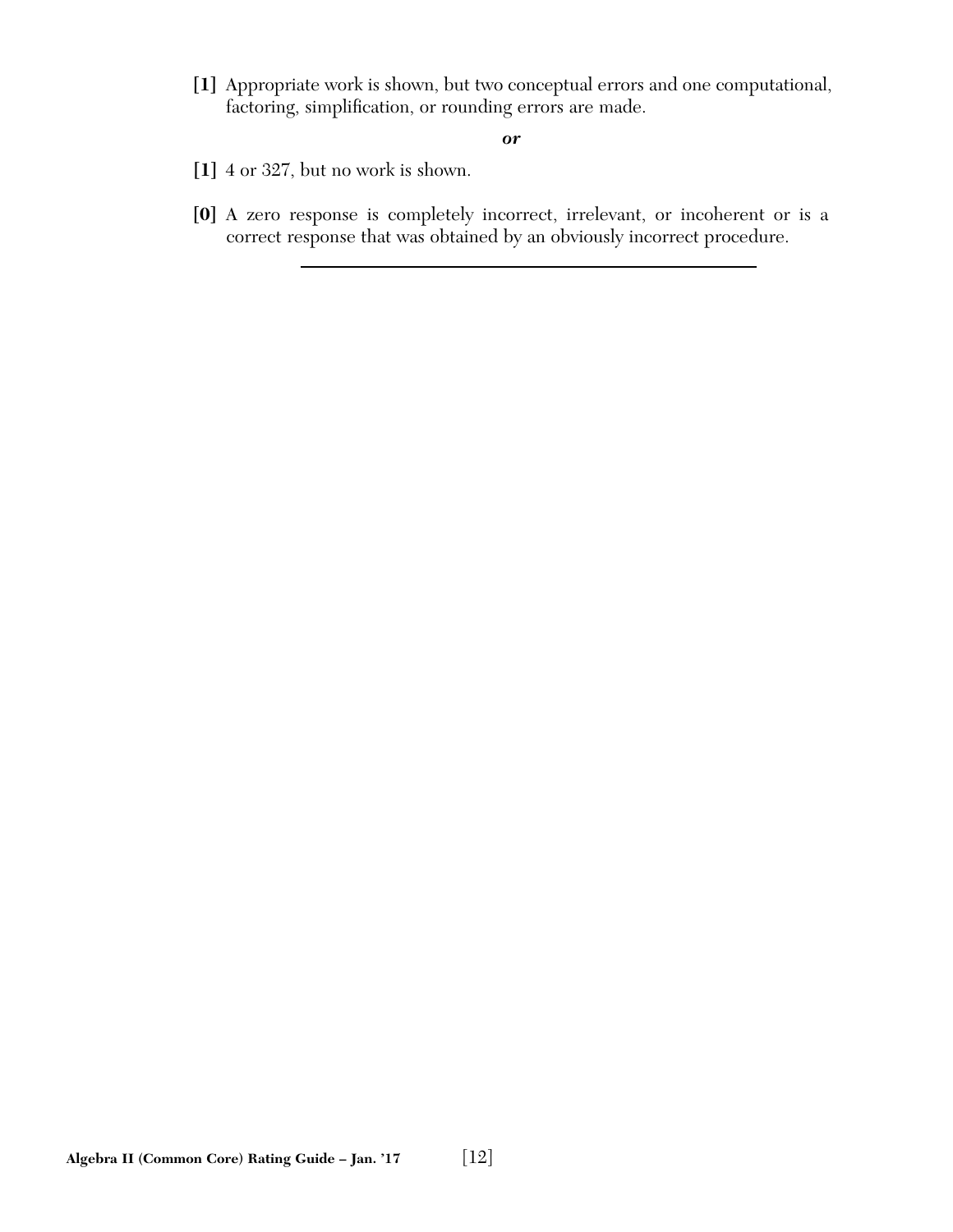**[1]** Appropriate work is shown, but two conceptual errors and one computational, factoring, simplification, or rounding errors are made.

***or***

**[1]** 4 or 327, but no work is shown.

**[0]** A zero response is completely incorrect, irrelevant, or incoherent or is a correct response that was obtained by an obviously incorrect procedure.

---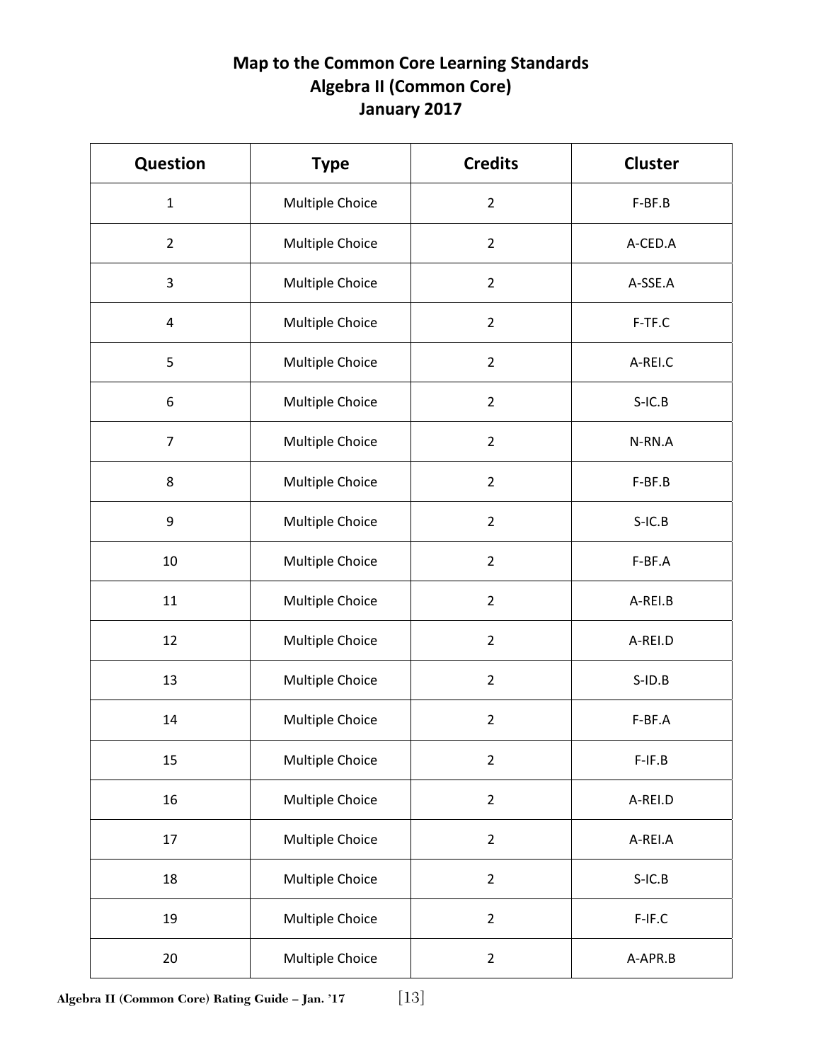# Map to the Common Core Learning Standards
## Algebra II (Common Core)
## January 2017

| Question | Type | Credits | Cluster |
|---|---|---|---|
| 1 | Multiple Choice | 2 | F-BF.B |
| 2 | Multiple Choice | 2 | A-CED.A |
| 3 | Multiple Choice | 2 | A-SSE.A |
| 4 | Multiple Choice | 2 | F-TF.C |
| 5 | Multiple Choice | 2 | A-REI.C |
| 6 | Multiple Choice | 2 | S-IC.B |
| 7 | Multiple Choice | 2 | N-RN.A |
| 8 | Multiple Choice | 2 | F-BF.B |
| 9 | Multiple Choice | 2 | S-IC.B |
| 10 | Multiple Choice | 2 | F-BF.A |
| 11 | Multiple Choice | 2 | A-REI.B |
| 12 | Multiple Choice | 2 | A-REI.D |
| 13 | Multiple Choice | 2 | S-ID.B |
| 14 | Multiple Choice | 2 | F-BF.A |
| 15 | Multiple Choice | 2 | F-IF.B |
| 16 | Multiple Choice | 2 | A-REI.D |
| 17 | Multiple Choice | 2 | A-REI.A |
| 18 | Multiple Choice | 2 | S-IC.B |
| 19 | Multiple Choice | 2 | F-IF.C |
| 20 | Multiple Choice | 2 | A-APR.B |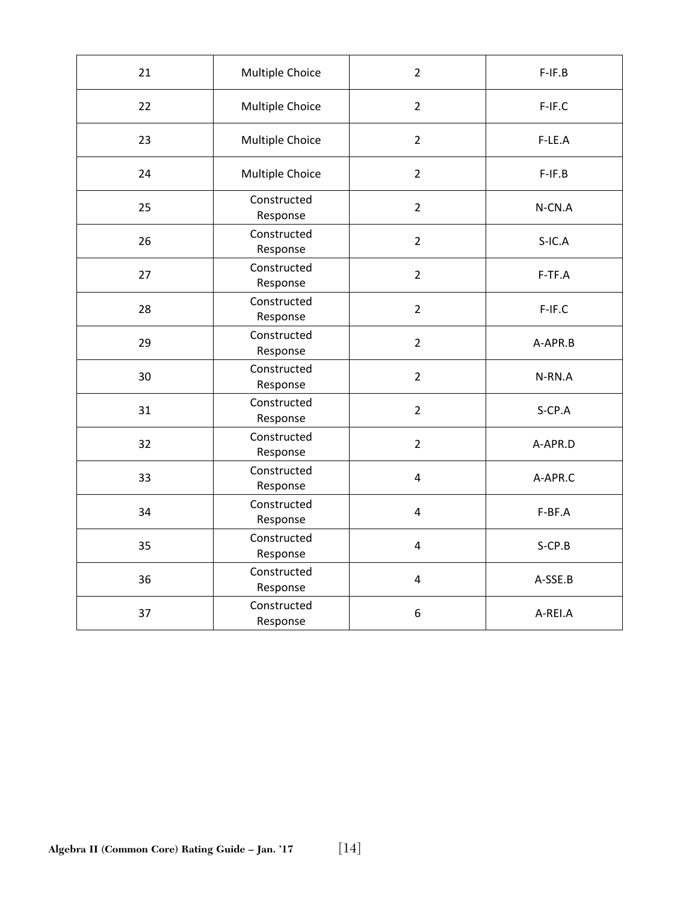| 21 | Multiple Choice | 2 | F-IF.B |
|---|---|---|---|
| 22 | Multiple Choice | 2 | F-IF.C |
| 23 | Multiple Choice | 2 | F-LE.A |
| 24 | Multiple Choice | 2 | F-IF.B |
| 25 | Constructed Response | 2 | N-CN.A |
| 26 | Constructed Response | 2 | S-IC.A |
| 27 | Constructed Response | 2 | F-TF.A |
| 28 | Constructed Response | 2 | F-IF.C |
| 29 | Constructed Response | 2 | A-APR.B |
| 30 | Constructed Response | 2 | N-RN.A |
| 31 | Constructed Response | 2 | S-CP.A |
| 32 | Constructed Response | 2 | A-APR.D |
| 33 | Constructed Response | 4 | A-APR.C |
| 34 | Constructed Response | 4 | F-BF.A |
| 35 | Constructed Response | 4 | S-CP.B |
| 36 | Constructed Response | 4 | A-SSE.B |
| 37 | Constructed Response | 6 | A-REI.A |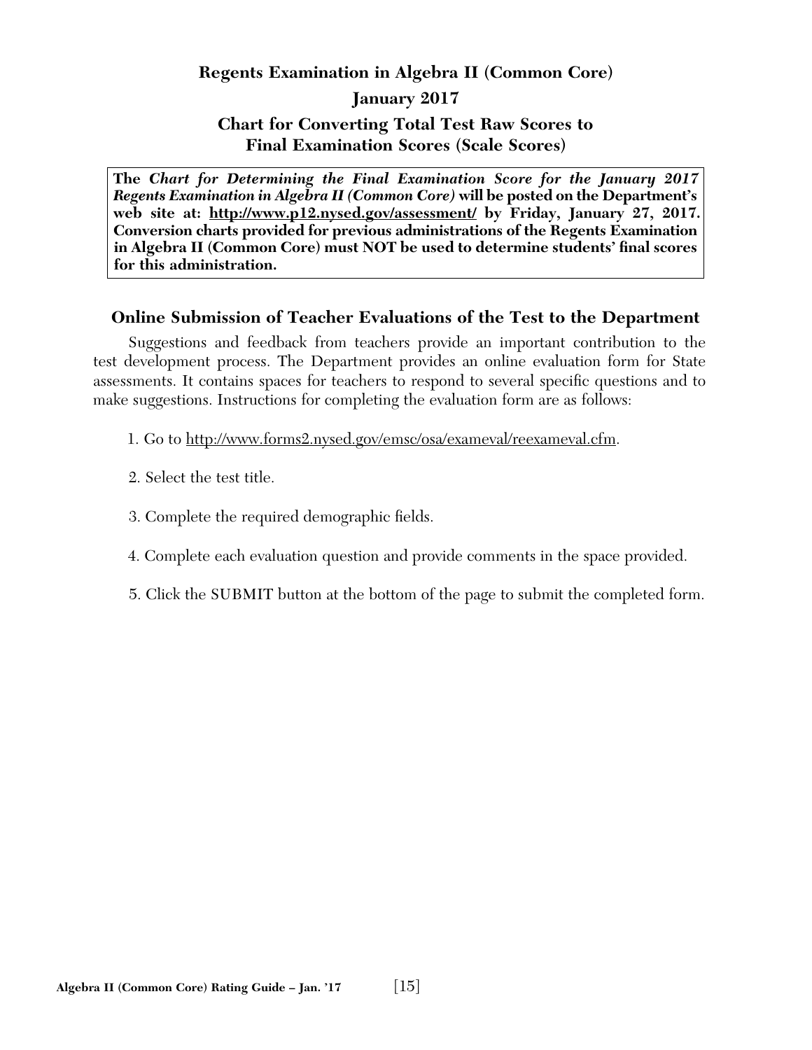# Regents Examination in Algebra II (Common Core)

## January 2017

## Chart for Converting Total Test Raw Scores to Final Examination Scores (Scale Scores)

**The *Chart for Determining the Final Examination Score for the January 2017 Regents Examination in Algebra II (Common Core)* will be posted on the Department's web site at: http://www.p12.nysed.gov/assessment/ by Friday, January 27, 2017. Conversion charts provided for previous administrations of the Regents Examination in Algebra II (Common Core) must NOT be used to determine students' final scores for this administration.**

## Online Submission of Teacher Evaluations of the Test to the Department

Suggestions and feedback from teachers provide an important contribution to the test development process. The Department provides an online evaluation form for State assessments. It contains spaces for teachers to respond to several specific questions and to make suggestions. Instructions for completing the evaluation form are as follows:

1. Go to http://www.forms2.nysed.gov/emsc/osa/exameval/reexameval.cfm.

2. Select the test title.

3. Complete the required demographic fields.

4. Complete each evaluation question and provide comments in the space provided.

5. Click the SUBMIT button at the bottom of the page to submit the completed form.